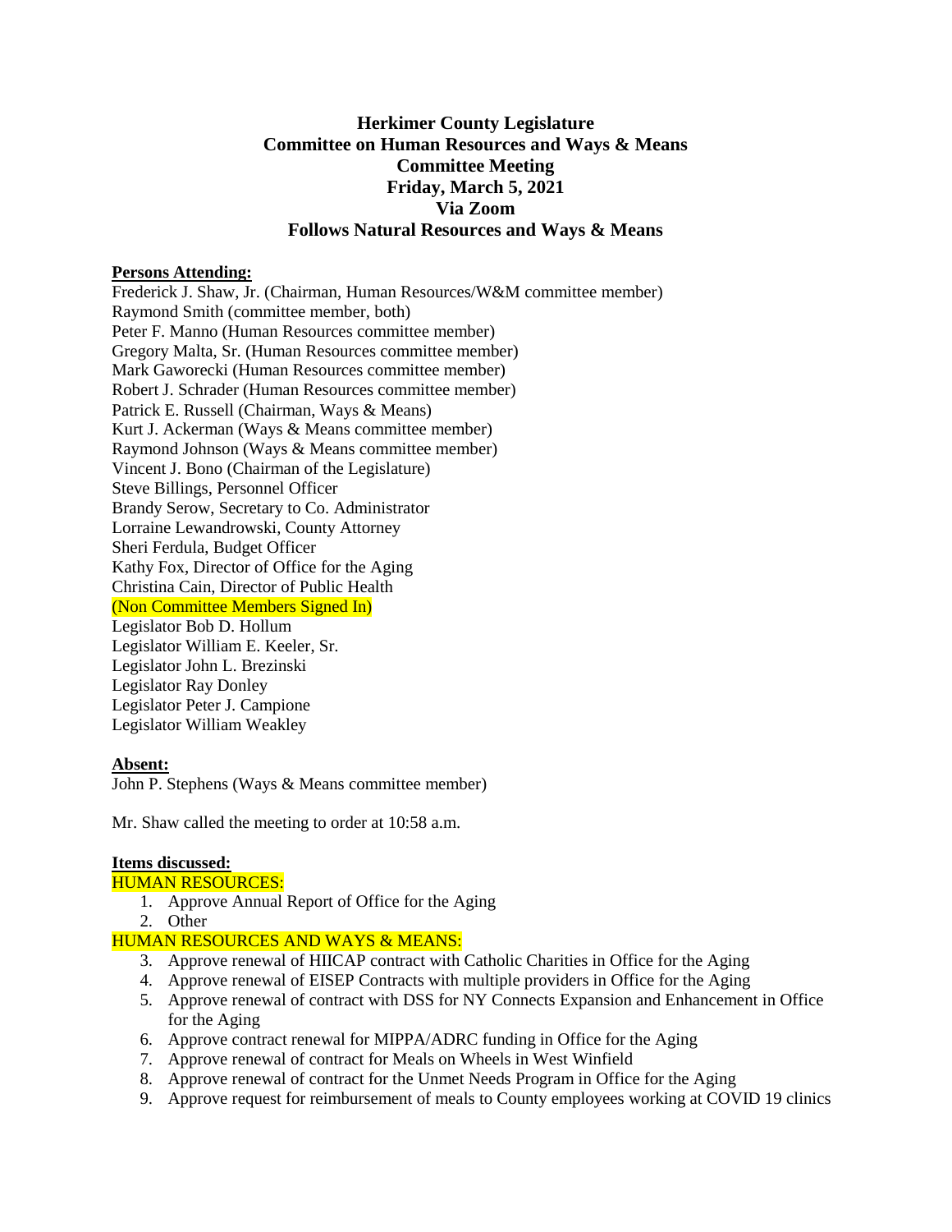# Herkimer County Legislature
## Committee on Human Resources and Ways & Means
## Committee Meeting
## Friday, March 5, 2021
## Via Zoom
## Follows Natural Resources and Ways & Means

**Persons Attending:**

Frederick J. Shaw, Jr. (Chairman, Human Resources/W&M committee member)
Raymond Smith (committee member, both)
Peter F. Manno (Human Resources committee member)
Gregory Malta, Sr. (Human Resources committee member)
Mark Gaworecki (Human Resources committee member)
Robert J. Schrader (Human Resources committee member)
Patrick E. Russell (Chairman, Ways & Means)
Kurt J. Ackerman (Ways & Means committee member)
Raymond Johnson (Ways & Means committee member)
Vincent J. Bono (Chairman of the Legislature)
Steve Billings, Personnel Officer
Brandy Serow, Secretary to Co. Administrator
Lorraine Lewandrowski, County Attorney
Sheri Ferdula, Budget Officer
Kathy Fox, Director of Office for the Aging
Christina Cain, Director of Public Health
(Non Committee Members Signed In)
Legislator Bob D. Hollum
Legislator William E. Keeler, Sr.
Legislator John L. Brezinski
Legislator Ray Donley
Legislator Peter J. Campione
Legislator William Weakley

**Absent:**

John P. Stephens (Ways & Means committee member)

Mr. Shaw called the meeting to order at 10:58 a.m.

**Items discussed:**

HUMAN RESOURCES:

1. Approve Annual Report of Office for the Aging
2. Other

HUMAN RESOURCES AND WAYS & MEANS:

3. Approve renewal of HIICAP contract with Catholic Charities in Office for the Aging
4. Approve renewal of EISEP Contracts with multiple providers in Office for the Aging
5. Approve renewal of contract with DSS for NY Connects Expansion and Enhancement in Office for the Aging
6. Approve contract renewal for MIPPA/ADRC funding in Office for the Aging
7. Approve renewal of contract for Meals on Wheels in West Winfield
8. Approve renewal of contract for the Unmet Needs Program in Office for the Aging
9. Approve request for reimbursement of meals to County employees working at COVID 19 clinics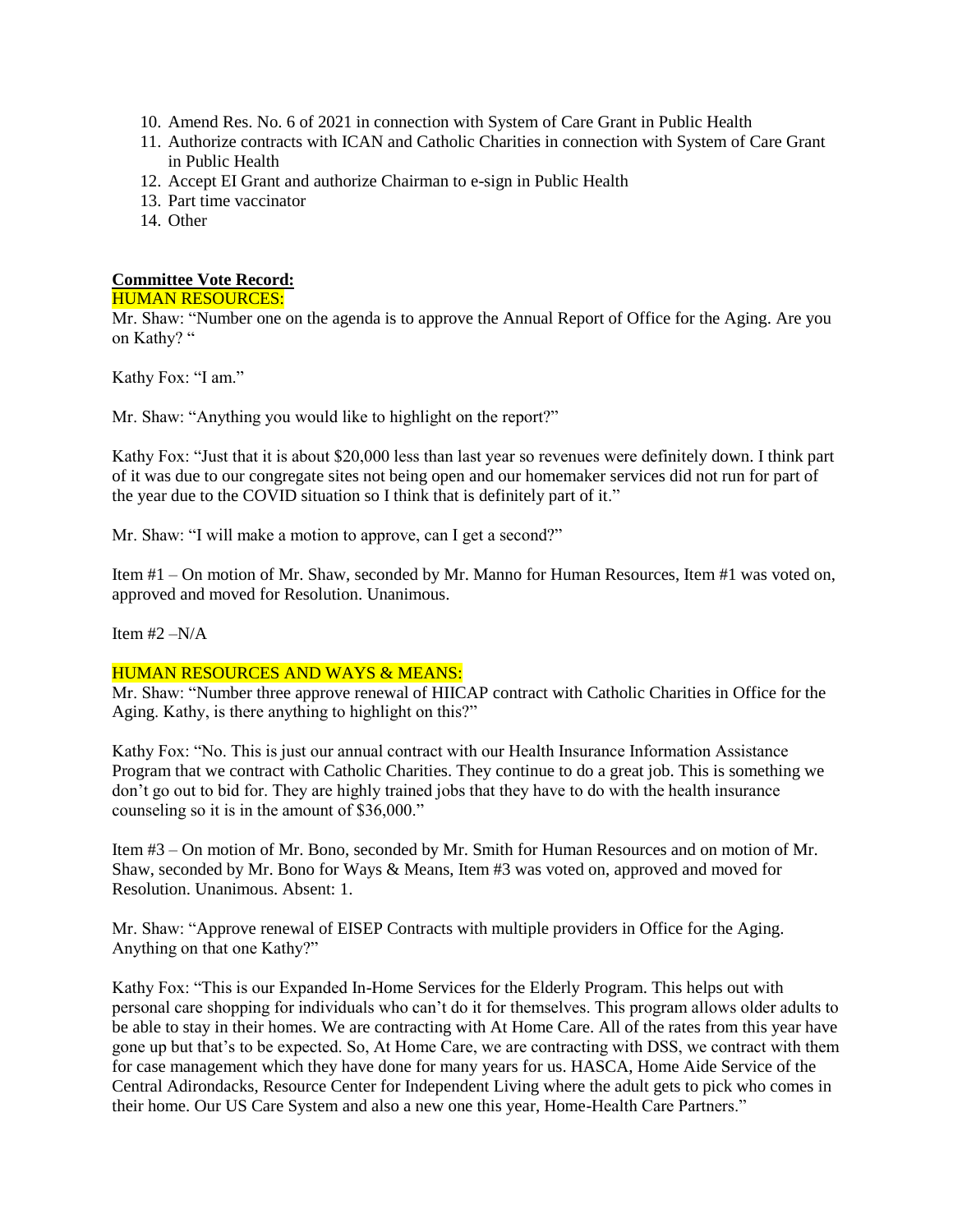10. Amend Res. No. 6 of 2021 in connection with System of Care Grant in Public Health
11. Authorize contracts with ICAN and Catholic Charities in connection with System of Care Grant in Public Health
12. Accept EI Grant and authorize Chairman to e-sign in Public Health
13. Part time vaccinator
14. Other

**Committee Vote Record:**

HUMAN RESOURCES:

Mr. Shaw: "Number one on the agenda is to approve the Annual Report of Office for the Aging. Are you on Kathy? "

Kathy Fox: "I am."

Mr. Shaw: "Anything you would like to highlight on the report?"

Kathy Fox: "Just that it is about $20,000 less than last year so revenues were definitely down. I think part of it was due to our congregate sites not being open and our homemaker services did not run for part of the year due to the COVID situation so I think that is definitely part of it."

Mr. Shaw: "I will make a motion to approve, can I get a second?"

Item #1 – On motion of Mr. Shaw, seconded by Mr. Manno for Human Resources, Item #1 was voted on, approved and moved for Resolution. Unanimous.

Item #2 –N/A

HUMAN RESOURCES AND WAYS & MEANS:

Mr. Shaw: "Number three approve renewal of HIICAP contract with Catholic Charities in Office for the Aging. Kathy, is there anything to highlight on this?"

Kathy Fox: "No. This is just our annual contract with our Health Insurance Information Assistance Program that we contract with Catholic Charities. They continue to do a great job. This is something we don't go out to bid for. They are highly trained jobs that they have to do with the health insurance counseling so it is in the amount of $36,000."

Item #3 – On motion of Mr. Bono, seconded by Mr. Smith for Human Resources and on motion of Mr. Shaw, seconded by Mr. Bono for Ways & Means, Item #3 was voted on, approved and moved for Resolution. Unanimous. Absent: 1.

Mr. Shaw: "Approve renewal of EISEP Contracts with multiple providers in Office for the Aging. Anything on that one Kathy?"

Kathy Fox: "This is our Expanded In-Home Services for the Elderly Program. This helps out with personal care shopping for individuals who can't do it for themselves. This program allows older adults to be able to stay in their homes. We are contracting with At Home Care. All of the rates from this year have gone up but that's to be expected. So, At Home Care, we are contracting with DSS, we contract with them for case management which they have done for many years for us. HASCA, Home Aide Service of the Central Adirondacks, Resource Center for Independent Living where the adult gets to pick who comes in their home. Our US Care System and also a new one this year, Home-Health Care Partners."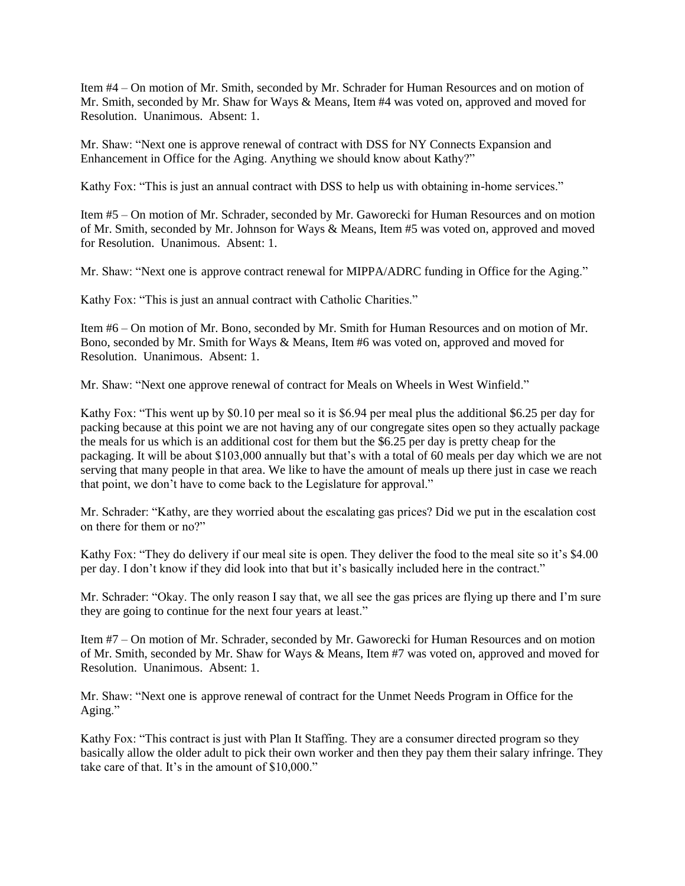Item #4 – On motion of Mr. Smith, seconded by Mr. Schrader for Human Resources and on motion of Mr. Smith, seconded by Mr. Shaw for Ways & Means, Item #4 was voted on, approved and moved for Resolution. Unanimous. Absent: 1.

Mr. Shaw: "Next one is approve renewal of contract with DSS for NY Connects Expansion and Enhancement in Office for the Aging. Anything we should know about Kathy?"

Kathy Fox: "This is just an annual contract with DSS to help us with obtaining in-home services."

Item #5 – On motion of Mr. Schrader, seconded by Mr. Gaworecki for Human Resources and on motion of Mr. Smith, seconded by Mr. Johnson for Ways & Means, Item #5 was voted on, approved and moved for Resolution. Unanimous. Absent: 1.

Mr. Shaw: "Next one is approve contract renewal for MIPPA/ADRC funding in Office for the Aging."

Kathy Fox: "This is just an annual contract with Catholic Charities."

Item #6 – On motion of Mr. Bono, seconded by Mr. Smith for Human Resources and on motion of Mr. Bono, seconded by Mr. Smith for Ways & Means, Item #6 was voted on, approved and moved for Resolution. Unanimous. Absent: 1.

Mr. Shaw: "Next one approve renewal of contract for Meals on Wheels in West Winfield."

Kathy Fox: "This went up by $0.10 per meal so it is $6.94 per meal plus the additional $6.25 per day for packing because at this point we are not having any of our congregate sites open so they actually package the meals for us which is an additional cost for them but the $6.25 per day is pretty cheap for the packaging. It will be about $103,000 annually but that's with a total of 60 meals per day which we are not serving that many people in that area. We like to have the amount of meals up there just in case we reach that point, we don't have to come back to the Legislature for approval."

Mr. Schrader: "Kathy, are they worried about the escalating gas prices? Did we put in the escalation cost on there for them or no?"

Kathy Fox: "They do delivery if our meal site is open. They deliver the food to the meal site so it's $4.00 per day. I don't know if they did look into that but it's basically included here in the contract."

Mr. Schrader: "Okay. The only reason I say that, we all see the gas prices are flying up there and I'm sure they are going to continue for the next four years at least."

Item #7 – On motion of Mr. Schrader, seconded by Mr. Gaworecki for Human Resources and on motion of Mr. Smith, seconded by Mr. Shaw for Ways & Means, Item #7 was voted on, approved and moved for Resolution. Unanimous. Absent: 1.

Mr. Shaw: "Next one is approve renewal of contract for the Unmet Needs Program in Office for the Aging."

Kathy Fox: "This contract is just with Plan It Staffing. They are a consumer directed program so they basically allow the older adult to pick their own worker and then they pay them their salary infringe. They take care of that. It's in the amount of $10,000."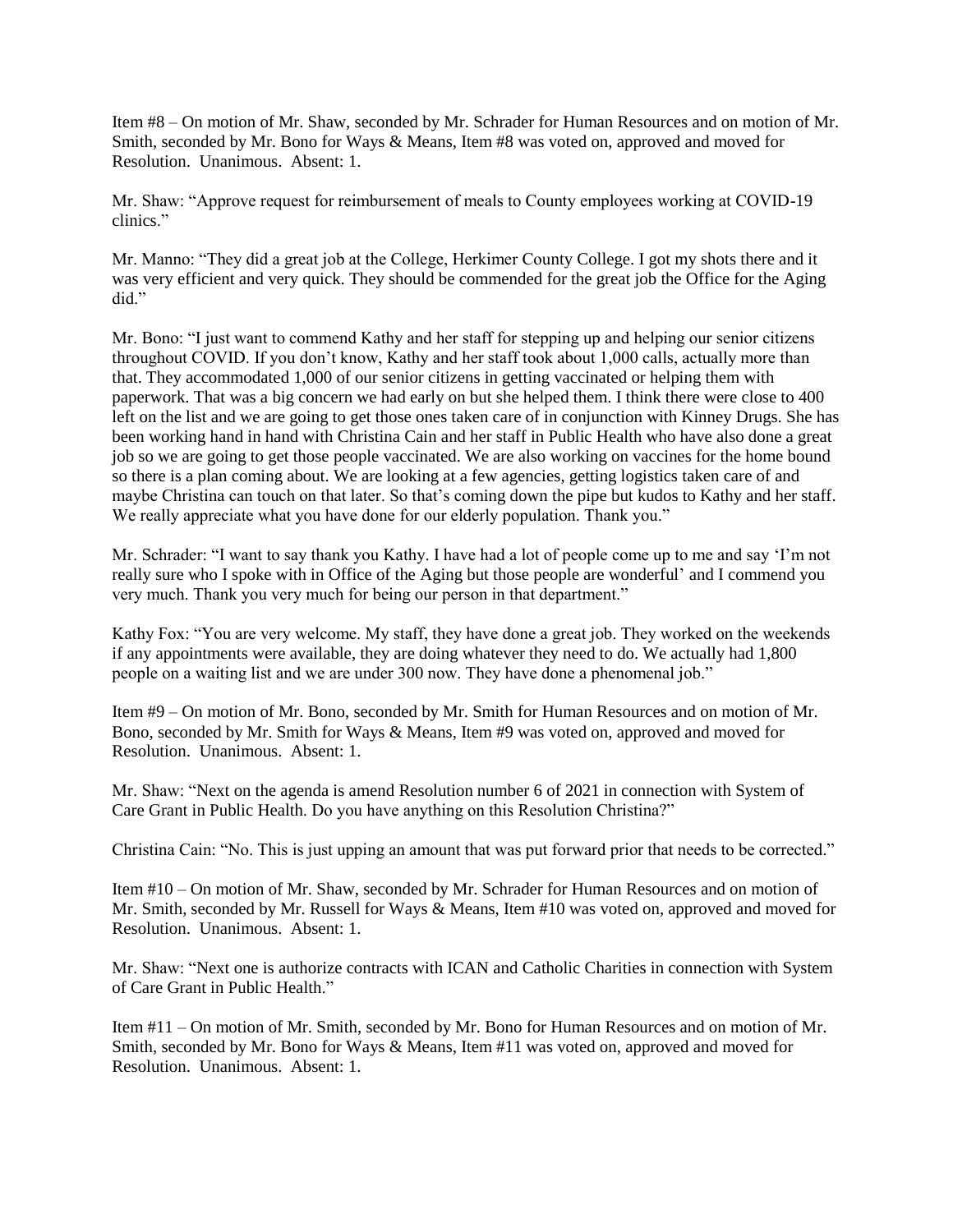Item #8 – On motion of Mr. Shaw, seconded by Mr. Schrader for Human Resources and on motion of Mr. Smith, seconded by Mr. Bono for Ways & Means, Item #8 was voted on, approved and moved for Resolution. Unanimous. Absent: 1.

Mr. Shaw: "Approve request for reimbursement of meals to County employees working at COVID-19 clinics."

Mr. Manno: "They did a great job at the College, Herkimer County College. I got my shots there and it was very efficient and very quick. They should be commended for the great job the Office for the Aging did."

Mr. Bono: "I just want to commend Kathy and her staff for stepping up and helping our senior citizens throughout COVID. If you don't know, Kathy and her staff took about 1,000 calls, actually more than that. They accommodated 1,000 of our senior citizens in getting vaccinated or helping them with paperwork. That was a big concern we had early on but she helped them. I think there were close to 400 left on the list and we are going to get those ones taken care of in conjunction with Kinney Drugs. She has been working hand in hand with Christina Cain and her staff in Public Health who have also done a great job so we are going to get those people vaccinated. We are also working on vaccines for the home bound so there is a plan coming about. We are looking at a few agencies, getting logistics taken care of and maybe Christina can touch on that later. So that's coming down the pipe but kudos to Kathy and her staff. We really appreciate what you have done for our elderly population. Thank you."

Mr. Schrader: "I want to say thank you Kathy. I have had a lot of people come up to me and say 'I'm not really sure who I spoke with in Office of the Aging but those people are wonderful' and I commend you very much. Thank you very much for being our person in that department."

Kathy Fox: "You are very welcome. My staff, they have done a great job. They worked on the weekends if any appointments were available, they are doing whatever they need to do. We actually had 1,800 people on a waiting list and we are under 300 now. They have done a phenomenal job."

Item #9 – On motion of Mr. Bono, seconded by Mr. Smith for Human Resources and on motion of Mr. Bono, seconded by Mr. Smith for Ways & Means, Item #9 was voted on, approved and moved for Resolution. Unanimous. Absent: 1.

Mr. Shaw: "Next on the agenda is amend Resolution number 6 of 2021 in connection with System of Care Grant in Public Health. Do you have anything on this Resolution Christina?"

Christina Cain: "No. This is just upping an amount that was put forward prior that needs to be corrected."

Item #10 – On motion of Mr. Shaw, seconded by Mr. Schrader for Human Resources and on motion of Mr. Smith, seconded by Mr. Russell for Ways & Means, Item #10 was voted on, approved and moved for Resolution. Unanimous. Absent: 1.

Mr. Shaw: "Next one is authorize contracts with ICAN and Catholic Charities in connection with System of Care Grant in Public Health."

Item #11 – On motion of Mr. Smith, seconded by Mr. Bono for Human Resources and on motion of Mr. Smith, seconded by Mr. Bono for Ways & Means, Item #11 was voted on, approved and moved for Resolution. Unanimous. Absent: 1.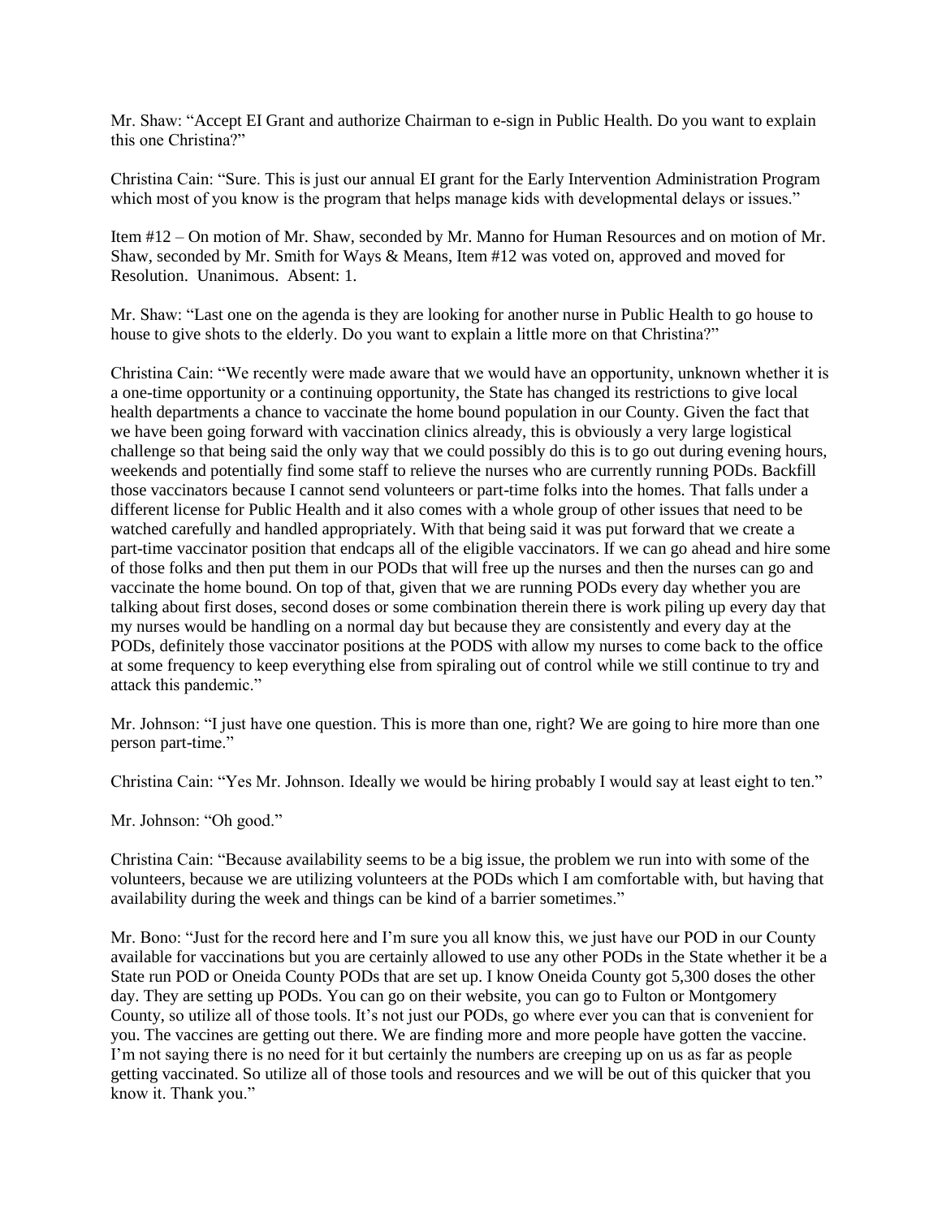Mr. Shaw: "Accept EI Grant and authorize Chairman to e-sign in Public Health. Do you want to explain this one Christina?"

Christina Cain: "Sure. This is just our annual EI grant for the Early Intervention Administration Program which most of you know is the program that helps manage kids with developmental delays or issues."

Item #12 – On motion of Mr. Shaw, seconded by Mr. Manno for Human Resources and on motion of Mr. Shaw, seconded by Mr. Smith for Ways & Means, Item #12 was voted on, approved and moved for Resolution. Unanimous. Absent: 1.

Mr. Shaw: "Last one on the agenda is they are looking for another nurse in Public Health to go house to house to give shots to the elderly. Do you want to explain a little more on that Christina?"

Christina Cain: "We recently were made aware that we would have an opportunity, unknown whether it is a one-time opportunity or a continuing opportunity, the State has changed its restrictions to give local health departments a chance to vaccinate the home bound population in our County. Given the fact that we have been going forward with vaccination clinics already, this is obviously a very large logistical challenge so that being said the only way that we could possibly do this is to go out during evening hours, weekends and potentially find some staff to relieve the nurses who are currently running PODs. Backfill those vaccinators because I cannot send volunteers or part-time folks into the homes. That falls under a different license for Public Health and it also comes with a whole group of other issues that need to be watched carefully and handled appropriately. With that being said it was put forward that we create a part-time vaccinator position that endcaps all of the eligible vaccinators. If we can go ahead and hire some of those folks and then put them in our PODs that will free up the nurses and then the nurses can go and vaccinate the home bound. On top of that, given that we are running PODs every day whether you are talking about first doses, second doses or some combination therein there is work piling up every day that my nurses would be handling on a normal day but because they are consistently and every day at the PODs, definitely those vaccinator positions at the PODS with allow my nurses to come back to the office at some frequency to keep everything else from spiraling out of control while we still continue to try and attack this pandemic."

Mr. Johnson: "I just have one question. This is more than one, right? We are going to hire more than one person part-time."

Christina Cain: "Yes Mr. Johnson. Ideally we would be hiring probably I would say at least eight to ten."

Mr. Johnson: "Oh good."

Christina Cain: "Because availability seems to be a big issue, the problem we run into with some of the volunteers, because we are utilizing volunteers at the PODs which I am comfortable with, but having that availability during the week and things can be kind of a barrier sometimes."

Mr. Bono: "Just for the record here and I'm sure you all know this, we just have our POD in our County available for vaccinations but you are certainly allowed to use any other PODs in the State whether it be a State run POD or Oneida County PODs that are set up. I know Oneida County got 5,300 doses the other day. They are setting up PODs. You can go on their website, you can go to Fulton or Montgomery County, so utilize all of those tools. It's not just our PODs, go where ever you can that is convenient for you. The vaccines are getting out there. We are finding more and more people have gotten the vaccine. I'm not saying there is no need for it but certainly the numbers are creeping up on us as far as people getting vaccinated. So utilize all of those tools and resources and we will be out of this quicker that you know it. Thank you."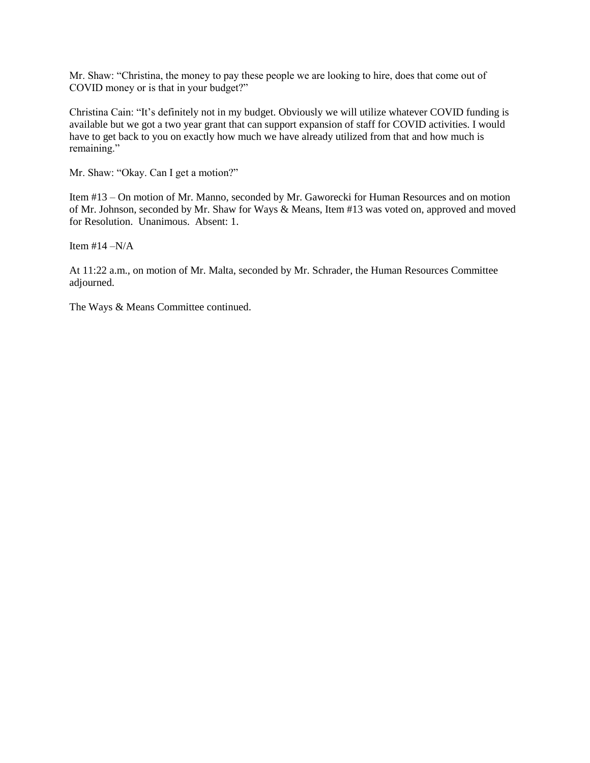Mr. Shaw: "Christina, the money to pay these people we are looking to hire, does that come out of COVID money or is that in your budget?"

Christina Cain: "It's definitely not in my budget. Obviously we will utilize whatever COVID funding is available but we got a two year grant that can support expansion of staff for COVID activities. I would have to get back to you on exactly how much we have already utilized from that and how much is remaining."

Mr. Shaw: "Okay. Can I get a motion?"

Item #13 – On motion of Mr. Manno, seconded by Mr. Gaworecki for Human Resources and on motion of Mr. Johnson, seconded by Mr. Shaw for Ways & Means, Item #13 was voted on, approved and moved for Resolution. Unanimous. Absent: 1.

Item #14 –N/A

At 11:22 a.m., on motion of Mr. Malta, seconded by Mr. Schrader, the Human Resources Committee adjourned.

The Ways & Means Committee continued.